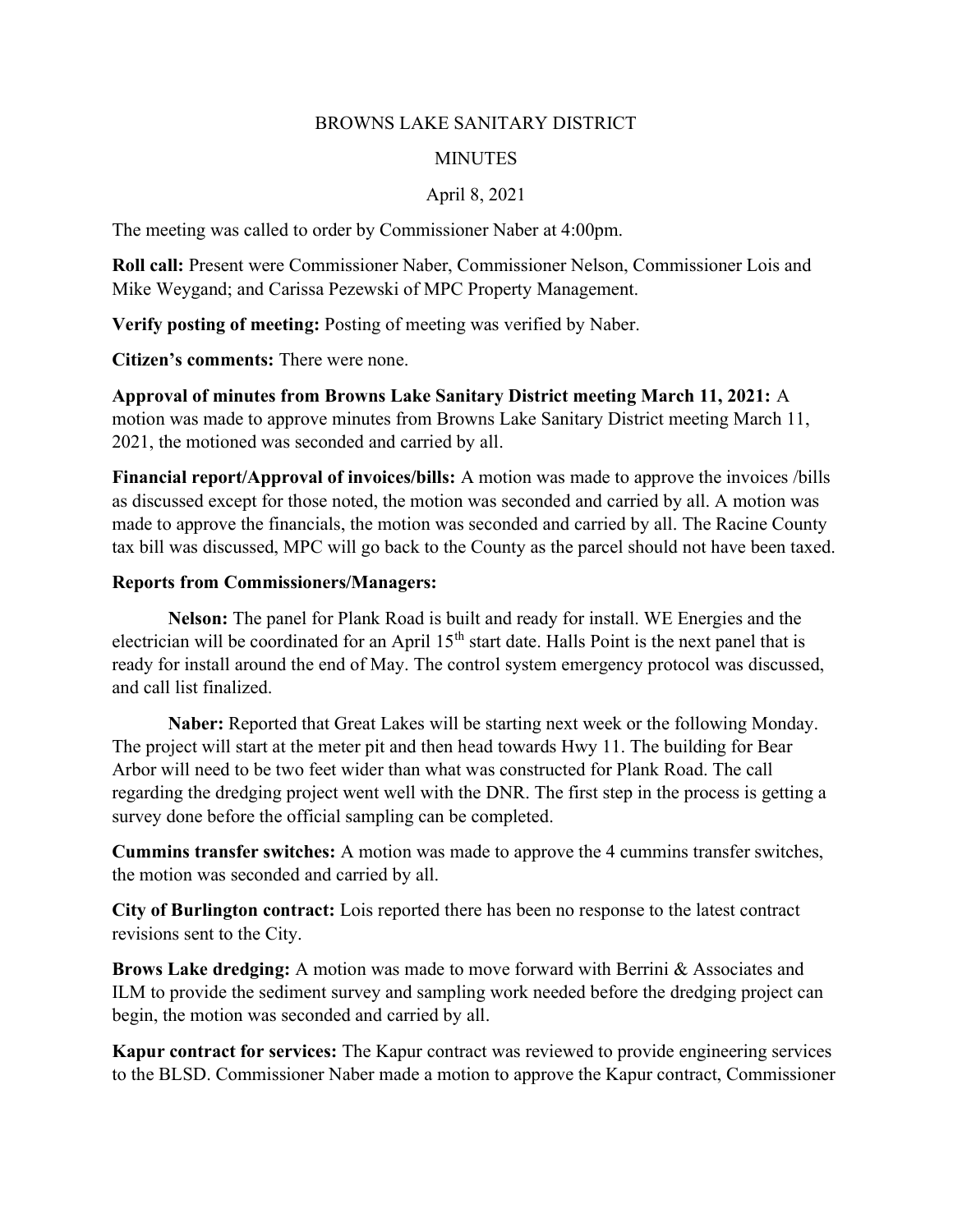BROWNS LAKE SANITARY DISTRICT

MINUTES

April 8, 2021

The meeting was called to order by Commissioner Naber at 4:00pm.

**Roll call:** Present were Commissioner Naber, Commissioner Nelson, Commissioner Lois and Mike Weygand; and Carissa Pezewski of MPC Property Management.

**Verify posting of meeting:** Posting of meeting was verified by Naber.

**Citizen's comments:** There were none.

**Approval of minutes from Browns Lake Sanitary District meeting March 11, 2021:** A motion was made to approve minutes from Browns Lake Sanitary District meeting March 11, 2021, the motioned was seconded and carried by all.

**Financial report/Approval of invoices/bills:** A motion was made to approve the invoices /bills as discussed except for those noted, the motion was seconded and carried by all. A motion was made to approve the financials, the motion was seconded and carried by all. The Racine County tax bill was discussed, MPC will go back to the County as the parcel should not have been taxed.

**Reports from Commissioners/Managers:**

**Nelson:** The panel for Plank Road is built and ready for install. WE Energies and the electrician will be coordinated for an April 15th start date. Halls Point is the next panel that is ready for install around the end of May. The control system emergency protocol was discussed, and call list finalized.

**Naber:** Reported that Great Lakes will be starting next week or the following Monday. The project will start at the meter pit and then head towards Hwy 11. The building for Bear Arbor will need to be two feet wider than what was constructed for Plank Road. The call regarding the dredging project went well with the DNR. The first step in the process is getting a survey done before the official sampling can be completed.

**Cummins transfer switches:** A motion was made to approve the 4 cummins transfer switches, the motion was seconded and carried by all.

**City of Burlington contract:** Lois reported there has been no response to the latest contract revisions sent to the City.

**Brows Lake dredging:** A motion was made to move forward with Berrini & Associates and ILM to provide the sediment survey and sampling work needed before the dredging project can begin, the motion was seconded and carried by all.

**Kapur contract for services:** The Kapur contract was reviewed to provide engineering services to the BLSD. Commissioner Naber made a motion to approve the Kapur contract, Commissioner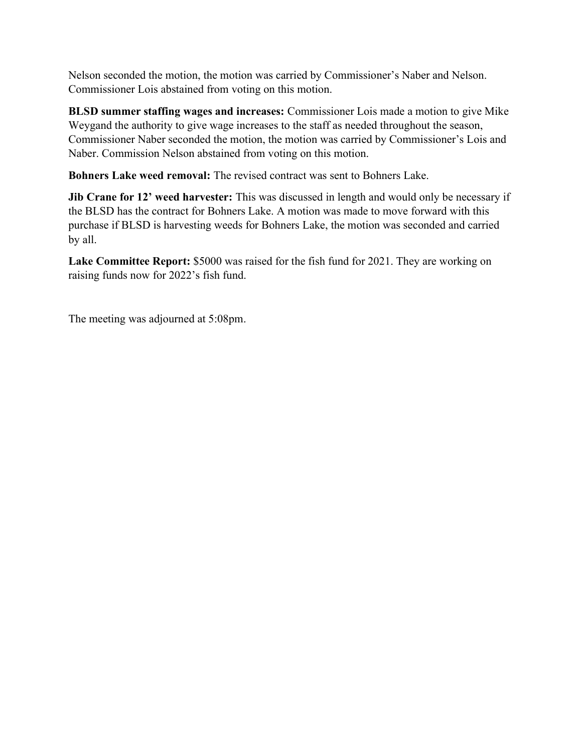Nelson seconded the motion, the motion was carried by Commissioner's Naber and Nelson. Commissioner Lois abstained from voting on this motion.

**BLSD summer staffing wages and increases:** Commissioner Lois made a motion to give Mike Weygand the authority to give wage increases to the staff as needed throughout the season, Commissioner Naber seconded the motion, the motion was carried by Commissioner's Lois and Naber. Commission Nelson abstained from voting on this motion.

**Bohners Lake weed removal:** The revised contract was sent to Bohners Lake.

**Jib Crane for 12' weed harvester:** This was discussed in length and would only be necessary if the BLSD has the contract for Bohners Lake. A motion was made to move forward with this purchase if BLSD is harvesting weeds for Bohners Lake, the motion was seconded and carried by all.

**Lake Committee Report:** $5000 was raised for the fish fund for 2021. They are working on raising funds now for 2022's fish fund.

The meeting was adjourned at 5:08pm.